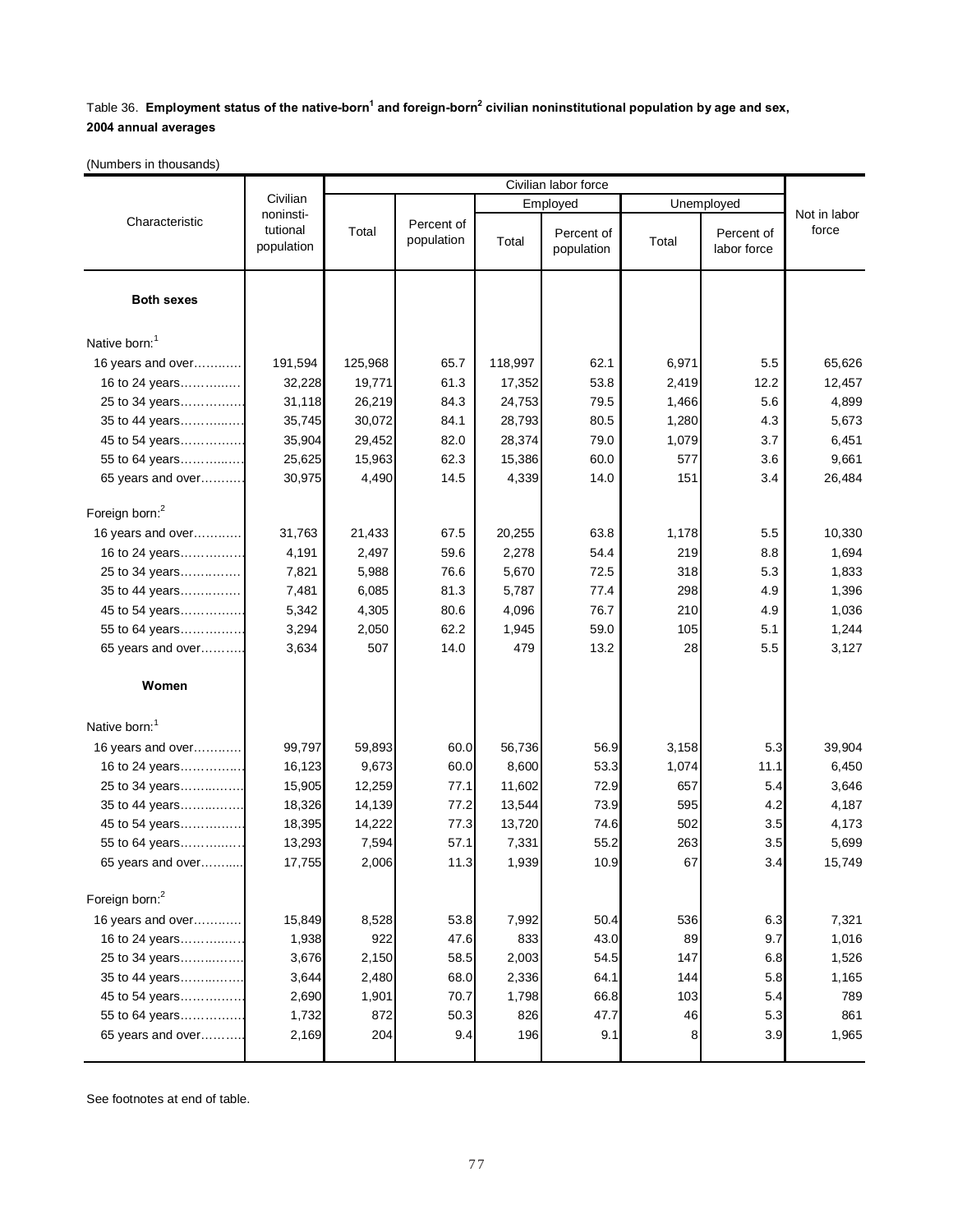Table 36. **Employment status of the native-born[1] and foreign-born[2] civilian noninstitutional population by age and sex, 2004 annual averages**

(Numbers in thousands)

| Characteristic | Civilian noninsti-tutional population | Civilian labor force | | | | | | Not in labor force |
|---|---|---|---|---|---|---|---|---|
| | | Total | Percent of population | Employed | | Unemployed | | |
| | | | | Total | Percent of population | Total | Percent of labor force | |
| **Both sexes** | | | | | | | | |
| Native born:[1] | | | | | | | | |
| 16 years and over………… | 191,594 | 125,968 | 65.7 | 118,997 | 62.1 | 6,971 | 5.5 | 65,626 |
| 16 to 24 years…………… | 32,228 | 19,771 | 61.3 | 17,352 | 53.8 | 2,419 | 12.2 | 12,457 |
| 25 to 34 years…………… | 31,118 | 26,219 | 84.3 | 24,753 | 79.5 | 1,466 | 5.6 | 4,899 |
| 35 to 44 years…………… | 35,745 | 30,072 | 84.1 | 28,793 | 80.5 | 1,280 | 4.3 | 5,673 |
| 45 to 54 years…………… | 35,904 | 29,452 | 82.0 | 28,374 | 79.0 | 1,079 | 3.7 | 6,451 |
| 55 to 64 years…………… | 25,625 | 15,963 | 62.3 | 15,386 | 60.0 | 577 | 3.6 | 9,661 |
| 65 years and over………. | 30,975 | 4,490 | 14.5 | 4,339 | 14.0 | 151 | 3.4 | 26,484 |
| Foreign born:[2] | | | | | | | | |
| 16 years and over………… | 31,763 | 21,433 | 67.5 | 20,255 | 63.8 | 1,178 | 5.5 | 10,330 |
| 16 to 24 years…………… | 4,191 | 2,497 | 59.6 | 2,278 | 54.4 | 219 | 8.8 | 1,694 |
| 25 to 34 years…………… | 7,821 | 5,988 | 76.6 | 5,670 | 72.5 | 318 | 5.3 | 1,833 |
| 35 to 44 years…………… | 7,481 | 6,085 | 81.3 | 5,787 | 77.4 | 298 | 4.9 | 1,396 |
| 45 to 54 years…………… | 5,342 | 4,305 | 80.6 | 4,096 | 76.7 | 210 | 4.9 | 1,036 |
| 55 to 64 years…………… | 3,294 | 2,050 | 62.2 | 1,945 | 59.0 | 105 | 5.1 | 1,244 |
| 65 years and over………. | 3,634 | 507 | 14.0 | 479 | 13.2 | 28 | 5.5 | 3,127 |
| **Women** | | | | | | | | |
| Native born:[1] | | | | | | | | |
| 16 years and over………… | 99,797 | 59,893 | 60.0 | 56,736 | 56.9 | 3,158 | 5.3 | 39,904 |
| 16 to 24 years…………… | 16,123 | 9,673 | 60.0 | 8,600 | 53.3 | 1,074 | 11.1 | 6,450 |
| 25 to 34 years…………… | 15,905 | 12,259 | 77.1 | 11,602 | 72.9 | 657 | 5.4 | 3,646 |
| 35 to 44 years…………… | 18,326 | 14,139 | 77.2 | 13,544 | 73.9 | 595 | 4.2 | 4,187 |
| 45 to 54 years…………… | 18,395 | 14,222 | 77.3 | 13,720 | 74.6 | 502 | 3.5 | 4,173 |
| 55 to 64 years…………… | 13,293 | 7,594 | 57.1 | 7,331 | 55.2 | 263 | 3.5 | 5,699 |
| 65 years and over………. | 17,755 | 2,006 | 11.3 | 1,939 | 10.9 | 67 | 3.4 | 15,749 |
| Foreign born:[2] | | | | | | | | |
| 16 years and over………… | 15,849 | 8,528 | 53.8 | 7,992 | 50.4 | 536 | 6.3 | 7,321 |
| 16 to 24 years…………… | 1,938 | 922 | 47.6 | 833 | 43.0 | 89 | 9.7 | 1,016 |
| 25 to 34 years…………… | 3,676 | 2,150 | 58.5 | 2,003 | 54.5 | 147 | 6.8 | 1,526 |
| 35 to 44 years…………… | 3,644 | 2,480 | 68.0 | 2,336 | 64.1 | 144 | 5.8 | 1,165 |
| 45 to 54 years…………… | 2,690 | 1,901 | 70.7 | 1,798 | 66.8 | 103 | 5.4 | 789 |
| 55 to 64 years…………… | 1,732 | 872 | 50.3 | 826 | 47.7 | 46 | 5.3 | 861 |
| 65 years and over………. | 2,169 | 204 | 9.4 | 196 | 9.1 | 8 | 3.9 | 1,965 |

See footnotes at end of table.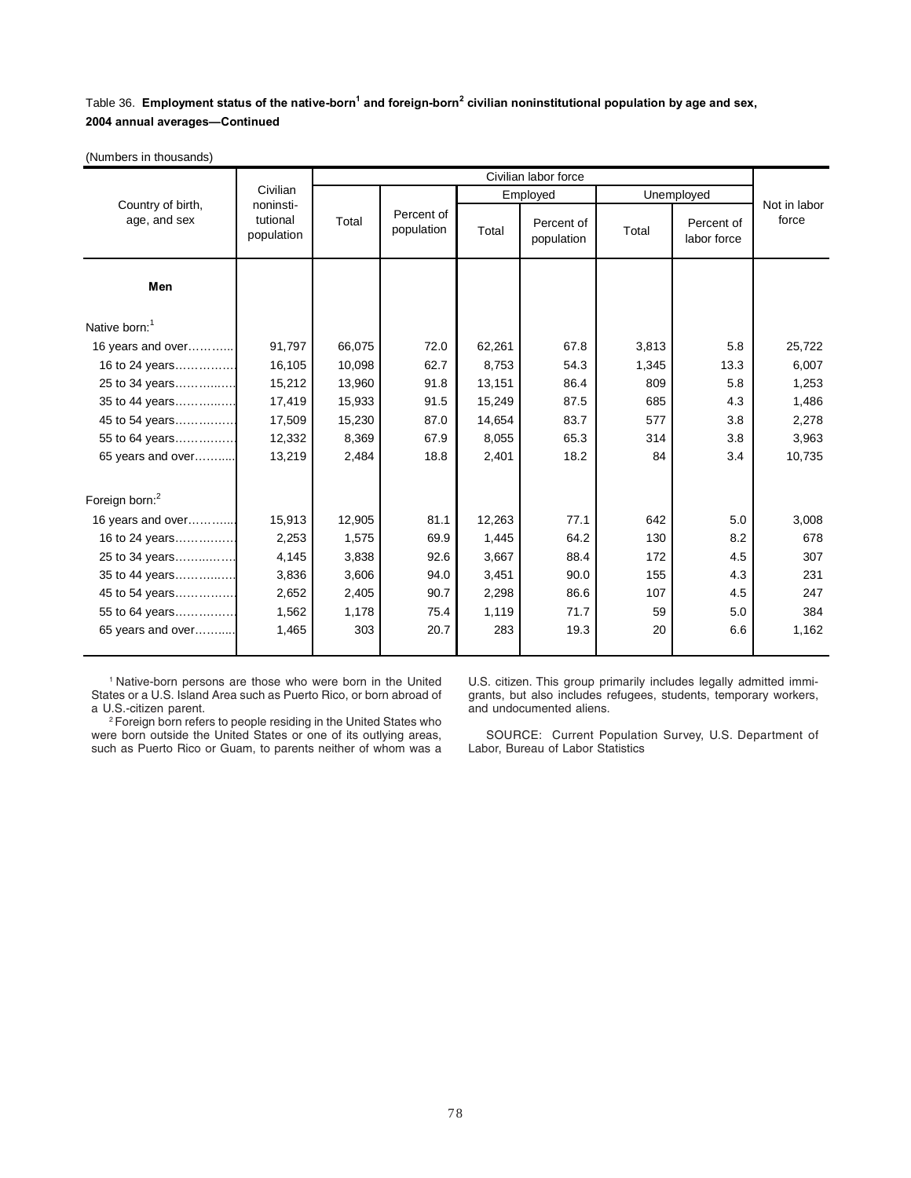Table 36. **Employment status of the native-born[1] and foreign-born[2] civilian noninstitutional population by age and sex, 2004 annual averages—Continued**

(Numbers in thousands)

| Country of birth, age, and sex | Civilian noninsti-tutional population | Civilian labor force | | | | | | Not in labor force |
|---|---|---|---|---|---|---|---|---|
| | | Total | Percent of population | Employed | | Unemployed | | |
| | | | | Total | Percent of population | Total | Percent of labor force | |
| **Men** | | | | | | | | |
| Native born:[1] | | | | | | | | |
| 16 years and over | 91,797 | 66,075 | 72.0 | 62,261 | 67.8 | 3,813 | 5.8 | 25,722 |
| 16 to 24 years | 16,105 | 10,098 | 62.7 | 8,753 | 54.3 | 1,345 | 13.3 | 6,007 |
| 25 to 34 years | 15,212 | 13,960 | 91.8 | 13,151 | 86.4 | 809 | 5.8 | 1,253 |
| 35 to 44 years | 17,419 | 15,933 | 91.5 | 15,249 | 87.5 | 685 | 4.3 | 1,486 |
| 45 to 54 years | 17,509 | 15,230 | 87.0 | 14,654 | 83.7 | 577 | 3.8 | 2,278 |
| 55 to 64 years | 12,332 | 8,369 | 67.9 | 8,055 | 65.3 | 314 | 3.8 | 3,963 |
| 65 years and over | 13,219 | 2,484 | 18.8 | 2,401 | 18.2 | 84 | 3.4 | 10,735 |
| Foreign born:[2] | | | | | | | | |
| 16 years and over | 15,913 | 12,905 | 81.1 | 12,263 | 77.1 | 642 | 5.0 | 3,008 |
| 16 to 24 years | 2,253 | 1,575 | 69.9 | 1,445 | 64.2 | 130 | 8.2 | 678 |
| 25 to 34 years | 4,145 | 3,838 | 92.6 | 3,667 | 88.4 | 172 | 4.5 | 307 |
| 35 to 44 years | 3,836 | 3,606 | 94.0 | 3,451 | 90.0 | 155 | 4.3 | 231 |
| 45 to 54 years | 2,652 | 2,405 | 90.7 | 2,298 | 86.6 | 107 | 4.5 | 247 |
| 55 to 64 years | 1,562 | 1,178 | 75.4 | 1,119 | 71.7 | 59 | 5.0 | 384 |
| 65 years and over | 1,465 | 303 | 20.7 | 283 | 19.3 | 20 | 6.6 | 1,162 |

[1] Native-born persons are those who were born in the United States or a U.S. Island Area such as Puerto Rico, or born abroad of a U.S.-citizen parent.

[2] Foreign born refers to people residing in the United States who were born outside the United States or one of its outlying areas, such as Puerto Rico or Guam, to parents neither of whom was a U.S. citizen. This group primarily includes legally admitted immigrants, but also includes refugees, students, temporary workers, and undocumented aliens.

SOURCE: Current Population Survey, U.S. Department of Labor, Bureau of Labor Statistics